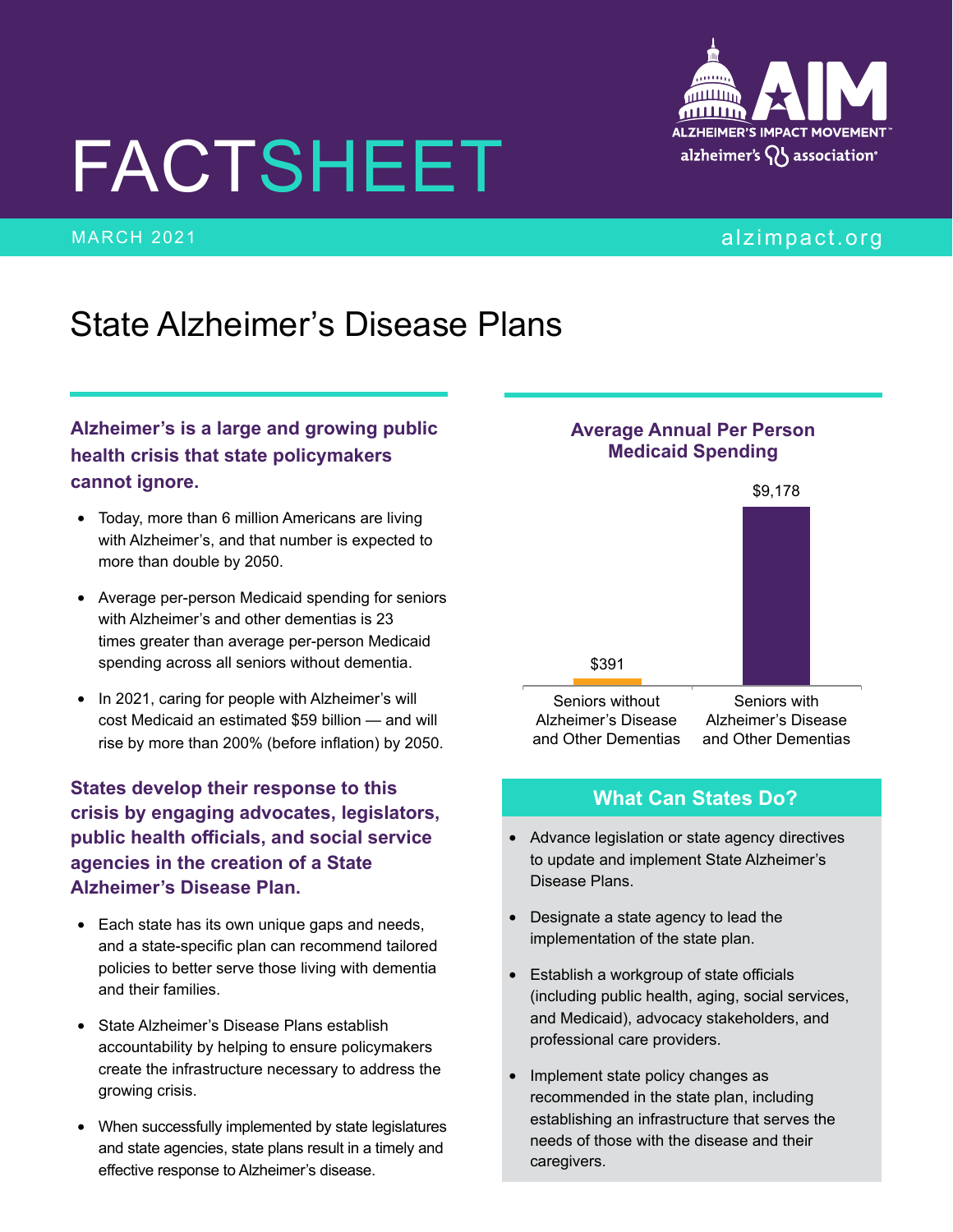# FACTSHEET

MARCH 2021

alzimpact.org

ALZHEIMER'S IMPACT MOVEMENT
alzheimer's association

## State Alzheimer's Disease Plans

### Alzheimer's is a large and growing public health crisis that state policymakers cannot ignore.

- Today, more than 6 million Americans are living with Alzheimer's, and that number is expected to more than double by 2050.
- Average per-person Medicaid spending for seniors with Alzheimer's and other dementias is 23 times greater than average per-person Medicaid spending across all seniors without dementia.
- In 2021, caring for people with Alzheimer's will cost Medicaid an estimated $59 billion — and will rise by more than 200% (before inflation) by 2050.

### States develop their response to this crisis by engaging advocates, legislators, public health officials, and social service agencies in the creation of a State Alzheimer's Disease Plan.

- Each state has its own unique gaps and needs, and a state-specific plan can recommend tailored policies to better serve those living with dementia and their families.
- State Alzheimer's Disease Plans establish accountability by helping to ensure policymakers create the infrastructure necessary to address the growing crisis.
- When successfully implemented by state legislatures and state agencies, state plans result in a timely and effective response to Alzheimer's disease.

### Average Annual Per Person Medicaid Spending

| Seniors without Alzheimer's Disease and Other Dementias | Seniors with Alzheimer's Disease and Other Dementias |
|---|---|
| $391 | $9,178 |

### What Can States Do?

- Advance legislation or state agency directives to update and implement State Alzheimer's Disease Plans.
- Designate a state agency to lead the implementation of the state plan.
- Establish a workgroup of state officials (including public health, aging, social services, and Medicaid), advocacy stakeholders, and professional care providers.
- Implement state policy changes as recommended in the state plan, including establishing an infrastructure that serves the needs of those with the disease and their caregivers.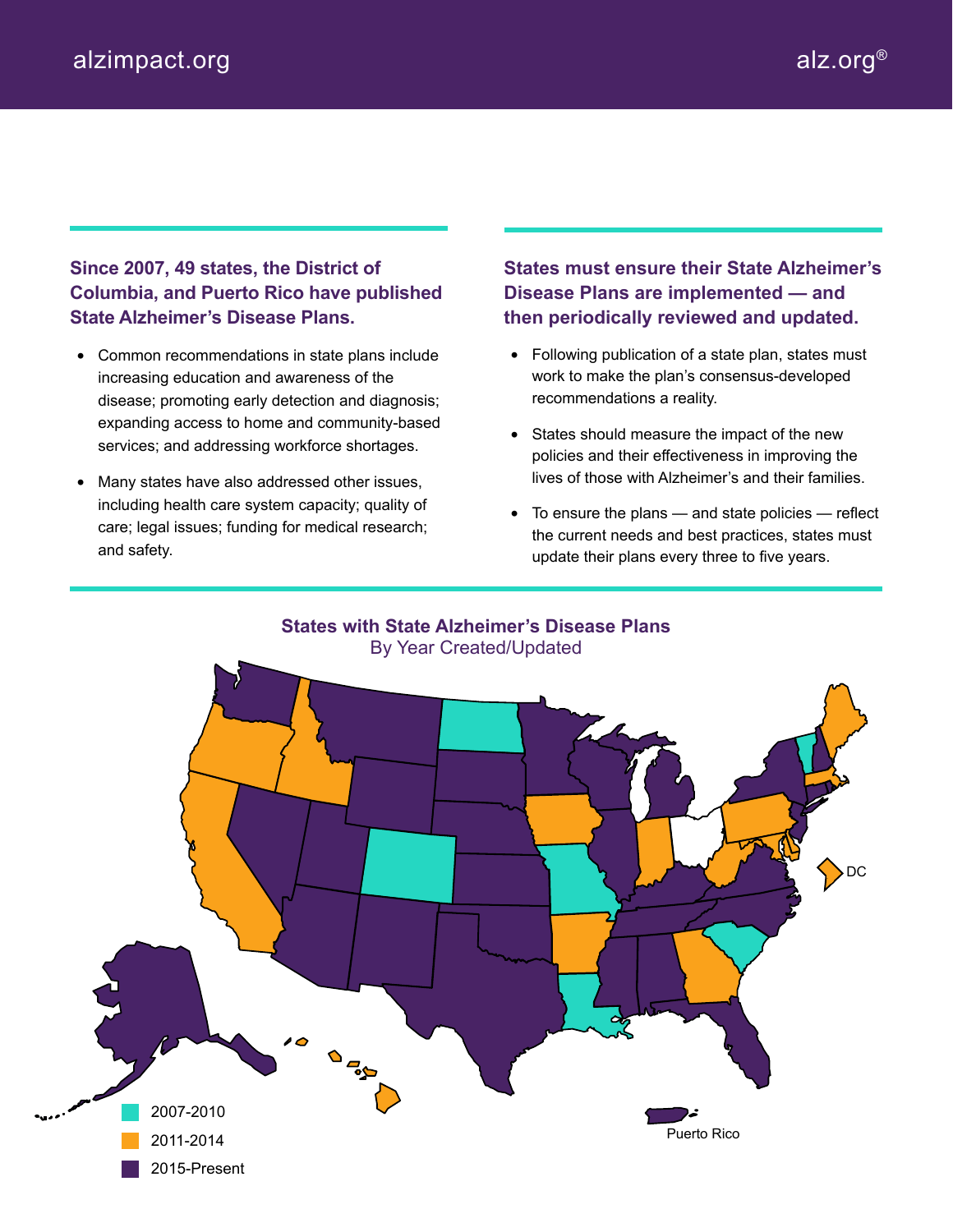## Since 2007, 49 states, the District of Columbia, and Puerto Rico have published State Alzheimer's Disease Plans.

- Common recommendations in state plans include increasing education and awareness of the disease; promoting early detection and diagnosis; expanding access to home and community-based services; and addressing workforce shortages.
- Many states have also addressed other issues, including health care system capacity; quality of care; legal issues; funding for medical research; and safety.

## States must ensure their State Alzheimer's Disease Plans are implemented — and then periodically reviewed and updated.

- Following publication of a state plan, states must work to make the plan's consensus-developed recommendations a reality.
- States should measure the impact of the new policies and their effectiveness in improving the lives of those with Alzheimer's and their families.
- To ensure the plans — and state policies — reflect the current needs and best practices, states must update their plans every three to five years.

**States with State Alzheimer's Disease Plans**

By Year Created/Updated

DC

Puerto Rico

2007-2010

2011-2014

2015-Present